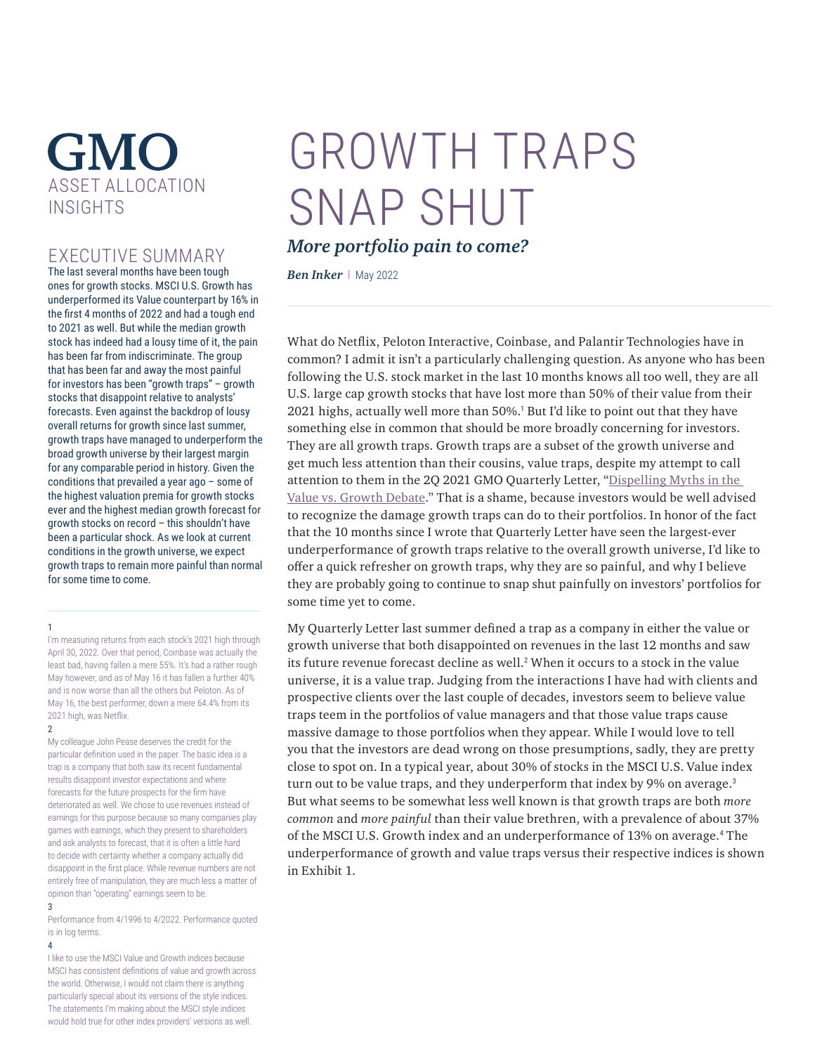# GMO ASSET ALLOCATION INSIGHTS

# GROWTH TRAPS SNAP SHUT

## *More portfolio pain to come?*

***Ben Inker*** | May 2022

## EXECUTIVE SUMMARY

The last several months have been tough ones for growth stocks. MSCI U.S. Growth has underperformed its Value counterpart by 16% in the first 4 months of 2022 and had a tough end to 2021 as well. But while the median growth stock has indeed had a lousy time of it, the pain has been far from indiscriminate. The group that has been far and away the most painful for investors has been "growth traps" – growth stocks that disappoint relative to analysts' forecasts. Even against the backdrop of lousy overall returns for growth since last summer, growth traps have managed to underperform the broad growth universe by their largest margin for any comparable period in history. Given the conditions that prevailed a year ago – some of the highest valuation premia for growth stocks ever and the highest median growth forecast for growth stocks on record – this shouldn't have been a particular shock. As we look at current conditions in the growth universe, we expect growth traps to remain more painful than normal for some time to come.

What do Netflix, Peloton Interactive, Coinbase, and Palantir Technologies have in common? I admit it isn't a particularly challenging question. As anyone who has been following the U.S. stock market in the last 10 months knows all too well, they are all U.S. large cap growth stocks that have lost more than 50% of their value from their 2021 highs, actually well more than 50%.[1] But I'd like to point out that they have something else in common that should be more broadly concerning for investors. They are all growth traps. Growth traps are a subset of the growth universe and get much less attention than their cousins, value traps, despite my attempt to call attention to them in the 2Q 2021 GMO Quarterly Letter, "Dispelling Myths in the Value vs. Growth Debate." That is a shame, because investors would be well advised to recognize the damage growth traps can do to their portfolios. In honor of the fact that the 10 months since I wrote that Quarterly Letter have seen the largest-ever underperformance of growth traps relative to the overall growth universe, I'd like to offer a quick refresher on growth traps, why they are so painful, and why I believe they are probably going to continue to snap shut painfully on investors' portfolios for some time yet to come.

My Quarterly Letter last summer defined a trap as a company in either the value or growth universe that both disappointed on revenues in the last 12 months and saw its future revenue forecast decline as well.[2] When it occurs to a stock in the value universe, it is a value trap. Judging from the interactions I have had with clients and prospective clients over the last couple of decades, investors seem to believe value traps teem in the portfolios of value managers and that those value traps cause massive damage to those portfolios when they appear. While I would love to tell you that the investors are dead wrong on those presumptions, sadly, they are pretty close to spot on. In a typical year, about 30% of stocks in the MSCI U.S. Value index turn out to be value traps, and they underperform that index by 9% on average.[3] But what seems to be somewhat less well known is that growth traps are both *more common* and *more painful* than their value brethren, with a prevalence of about 37% of the MSCI U.S. Growth index and an underperformance of 13% on average.[4] The underperformance of growth and value traps versus their respective indices is shown in Exhibit 1.

---

[1] I'm measuring returns from each stock's 2021 high through April 30, 2022. Over that period, Coinbase was actually the least bad, having fallen a mere 55%. It's had a rather rough May however, and as of May 16 it has fallen a further 40% and is now worse than all the others but Peloton. As of May 16, the best performer, down a mere 64.4% from its 2021 high, was Netflix.

[2] My colleague John Pease deserves the credit for the particular definition used in the paper. The basic idea is a trap is a company that both saw its recent fundamental results disappoint investor expectations and where forecasts for the future prospects for the firm have deteriorated as well. We chose to use revenues instead of earnings for this purpose because so many companies play games with earnings, which they present to shareholders and ask analysts to forecast, that it is often a little hard to decide with certainty whether a company actually did disappoint in the first place. While revenue numbers are not entirely free of manipulation, they are much less a matter of opinion than "operating" earnings seem to be.

[3] Performance from 4/1996 to 4/2022. Performance quoted is in log terms.

[4] I like to use the MSCI Value and Growth indices because MSCI has consistent definitions of value and growth across the world. Otherwise, I would not claim there is anything particularly special about its versions of the style indices. The statements I'm making about the MSCI style indices would hold true for other index providers' versions as well.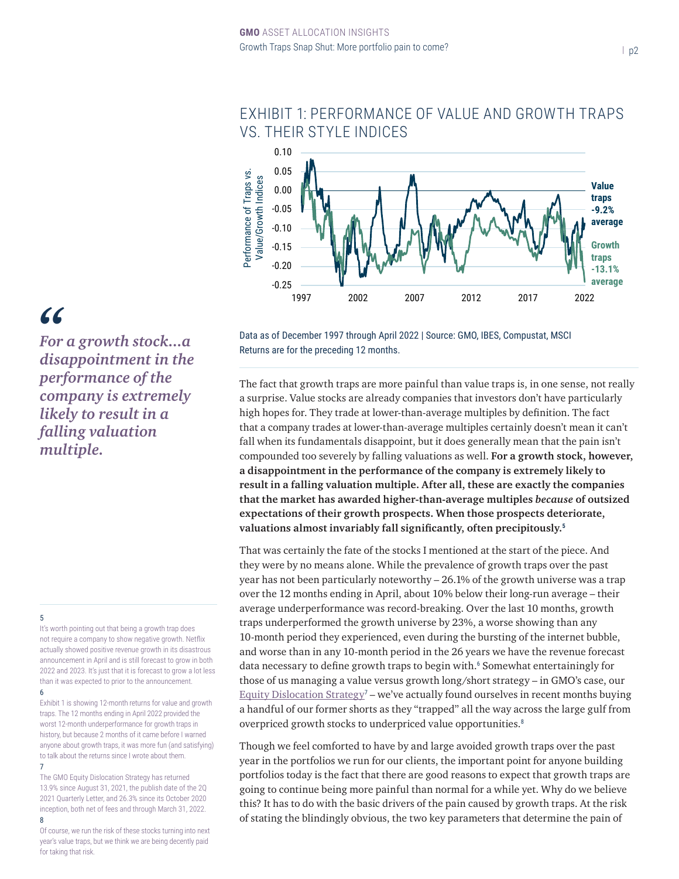## EXHIBIT 1: PERFORMANCE OF VALUE AND GROWTH TRAPS VS. THEIR STYLE INDICES

Data as of December 1997 through April 2022 | Source: GMO, IBES, Compustat, MSCI
Returns are for the preceding 12 months.

> *For a growth stock...a disappointment in the performance of the company is extremely likely to result in a falling valuation multiple.*

The fact that growth traps are more painful than value traps is, in one sense, not really a surprise. Value stocks are already companies that investors don't have particularly high hopes for. They trade at lower-than-average multiples by definition. The fact that a company trades at lower-than-average multiples certainly doesn't mean it can't fall when its fundamentals disappoint, but it does generally mean that the pain isn't compounded too severely by falling valuations as well. **For a growth stock, however, a disappointment in the performance of the company is extremely likely to result in a falling valuation multiple. After all, these are exactly the companies that the market has awarded higher-than-average multiples *because* of outsized expectations of their growth prospects. When those prospects deteriorate, valuations almost invariably fall significantly, often precipitously.**[5]

That was certainly the fate of the stocks I mentioned at the start of the piece. And they were by no means alone. While the prevalence of growth traps over the past year has not been particularly noteworthy – 26.1% of the growth universe was a trap over the 12 months ending in April, about 10% below their long-run average – their average underperformance was record-breaking. Over the last 10 months, growth traps underperformed the growth universe by 23%, a worse showing than any 10-month period they experienced, even during the bursting of the internet bubble, and worse than in any 10-month period in the 26 years we have the revenue forecast data necessary to define growth traps to begin with.[6] Somewhat entertainingly for those of us managing a value versus growth long/short strategy – in GMO's case, our Equity Dislocation Strategy[7] – we've actually found ourselves in recent months buying a handful of our former shorts as they "trapped" all the way across the large gulf from overpriced growth stocks to underpriced value opportunities.[8]

Though we feel comforted to have by and large avoided growth traps over the past year in the portfolios we run for our clients, the important point for anyone building portfolios today is the fact that there are good reasons to expect that growth traps are going to continue being more painful than normal for a while yet. Why do we believe this? It has to do with the basic drivers of the pain caused by growth traps. At the risk of stating the blindingly obvious, the two key parameters that determine the pain of

---

5 It's worth pointing out that being a growth trap does not require a company to show negative growth. Netflix actually showed positive revenue growth in its disastrous announcement in April and is still forecast to grow in both 2022 and 2023. It's just that it is forecast to grow a lot less than it was expected to prior to the announcement.

6 Exhibit 1 is showing 12-month returns for value and growth traps. The 12 months ending in April 2022 provided the worst 12-month underperformance for growth traps in history, but because 2 months of it came before I warned anyone about growth traps, it was more fun (and satisfying) to talk about the returns since I wrote about them.

7 The GMO Equity Dislocation Strategy has returned 13.9% since August 31, 2021, the publish date of the 2Q 2021 Quarterly Letter, and 26.3% since its October 2020 inception, both net of fees and through March 31, 2022.

8 Of course, we run the risk of these stocks turning into next year's value traps, but we think we are being decently paid for taking that risk.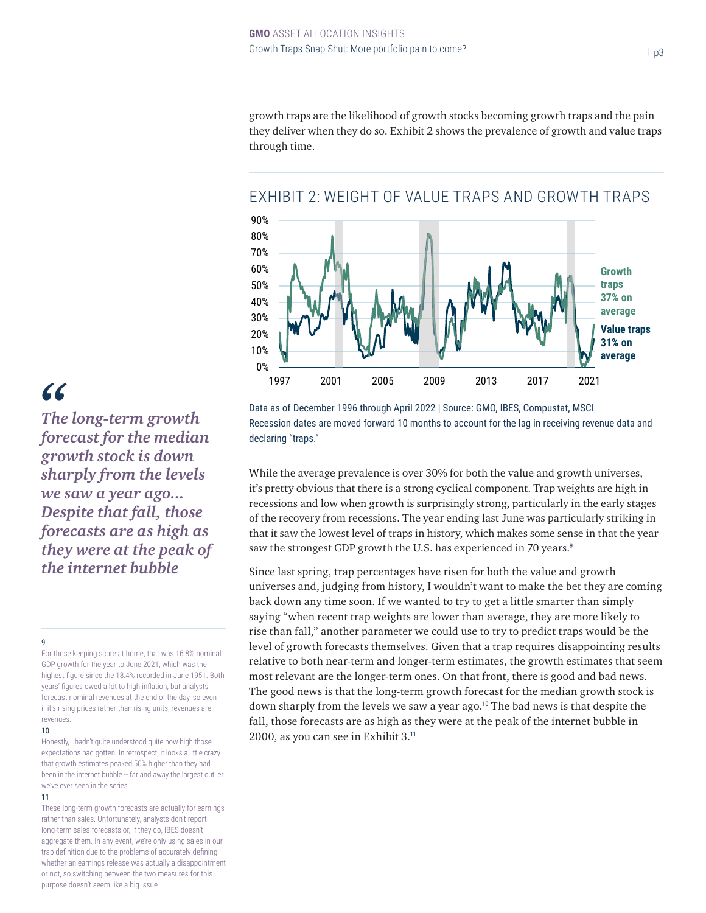growth traps are the likelihood of growth stocks becoming growth traps and the pain they deliver when they do so. Exhibit 2 shows the prevalence of growth and value traps through time.

## EXHIBIT 2: WEIGHT OF VALUE TRAPS AND GROWTH TRAPS

Growth traps 37% on average

Value traps 31% on average

Data as of December 1996 through April 2022 | Source: GMO, IBES, Compustat, MSCI
Recession dates are moved forward 10 months to account for the lag in receiving revenue data and declaring "traps."

While the average prevalence is over 30% for both the value and growth universes, it's pretty obvious that there is a strong cyclical component. Trap weights are high in recessions and low when growth is surprisingly strong, particularly in the early stages of the recovery from recessions. The year ending last June was particularly striking in that it saw the lowest level of traps in history, which makes some sense in that the year saw the strongest GDP growth the U.S. has experienced in 70 years.[9]

Since last spring, trap percentages have risen for both the value and growth universes and, judging from history, I wouldn't want to make the bet they are coming back down any time soon. If we wanted to try to get a little smarter than simply saying "when recent trap weights are lower than average, they are more likely to rise than fall," another parameter we could use to try to predict traps would be the level of growth forecasts themselves. Given that a trap requires disappointing results relative to both near-term and longer-term estimates, the growth estimates that seem most relevant are the longer-term ones. On that front, there is good and bad news. The good news is that the long-term growth forecast for the median growth stock is down sharply from the levels we saw a year ago.[10] The bad news is that despite the fall, those forecasts are as high as they were at the peak of the internet bubble in 2000, as you can see in Exhibit 3.[11]

> *"The long-term growth forecast for the median growth stock is down sharply from the levels we saw a year ago... Despite that fall, those forecasts are as high as they were at the peak of the internet bubble*

---

[9] For those keeping score at home, that was 16.8% nominal GDP growth for the year to June 2021, which was the highest figure since the 18.4% recorded in June 1951. Both years' figures owed a lot to high inflation, but analysts forecast nominal revenues at the end of the day, so even if it's rising prices rather than rising units, revenues are revenues.

[10] Honestly, I hadn't quite understood quite how high those expectations had gotten. In retrospect, it looks a little crazy that growth estimates peaked 50% higher than they had been in the internet bubble – far and away the largest outlier we've ever seen in the series.

[11] These long-term growth forecasts are actually for earnings rather than sales. Unfortunately, analysts don't report long-term sales forecasts or, if they do, IBES doesn't aggregate them. In any event, we're only using sales in our trap definition due to the problems of accurately defining whether an earnings release was actually a disappointment or not, so switching between the two measures for this purpose doesn't seem like a big issue.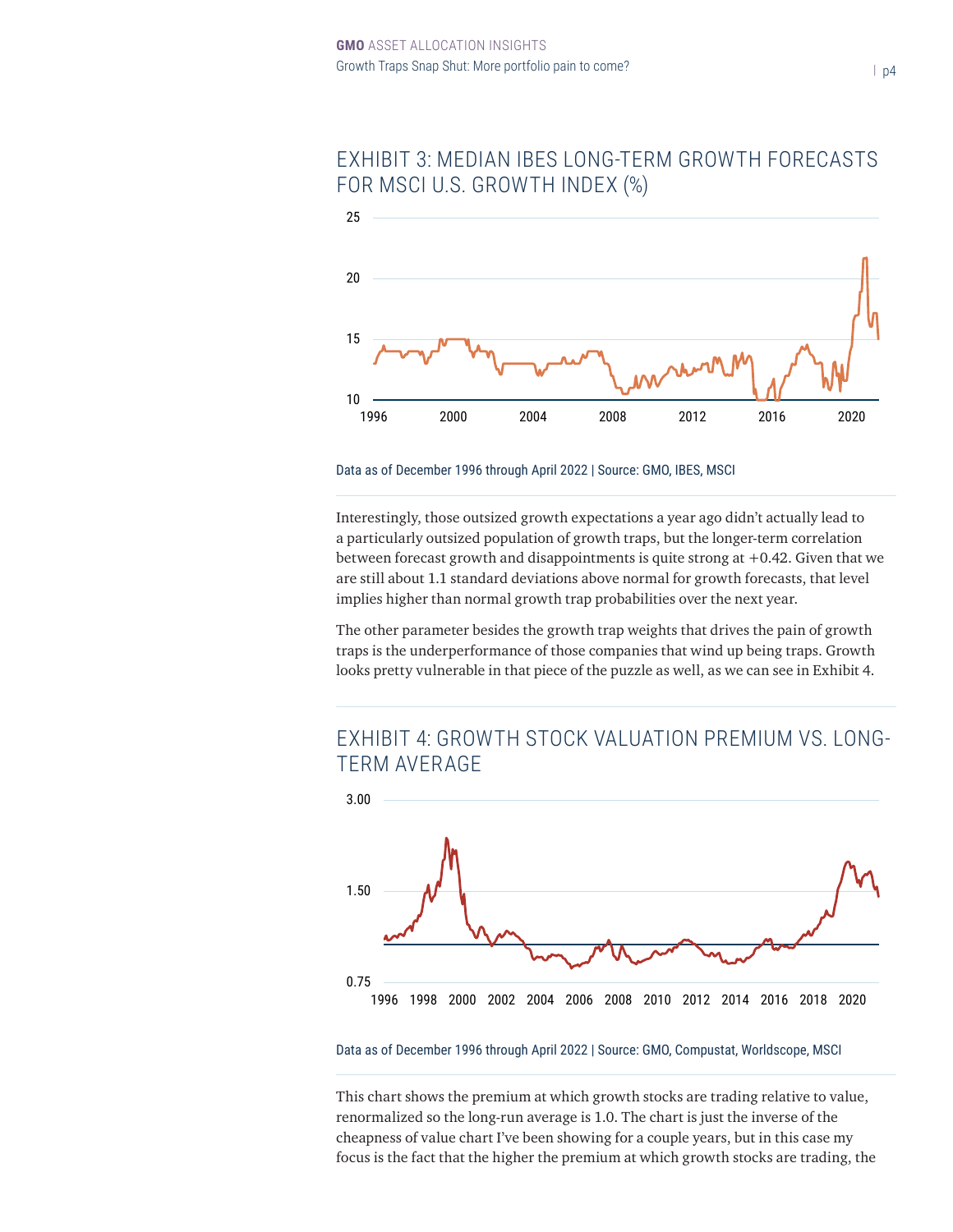## EXHIBIT 3: MEDIAN IBES LONG-TERM GROWTH FORECASTS FOR MSCI U.S. GROWTH INDEX (%)

Data as of December 1996 through April 2022 | Source: GMO, IBES, MSCI

Interestingly, those outsized growth expectations a year ago didn't actually lead to a particularly outsized population of growth traps, but the longer-term correlation between forecast growth and disappointments is quite strong at +0.42. Given that we are still about 1.1 standard deviations above normal for growth forecasts, that level implies higher than normal growth trap probabilities over the next year.

The other parameter besides the growth trap weights that drives the pain of growth traps is the underperformance of those companies that wind up being traps. Growth looks pretty vulnerable in that piece of the puzzle as well, as we can see in Exhibit 4.

## EXHIBIT 4: GROWTH STOCK VALUATION PREMIUM VS. LONG-TERM AVERAGE

Data as of December 1996 through April 2022 | Source: GMO, Compustat, Worldscope, MSCI

This chart shows the premium at which growth stocks are trading relative to value, renormalized so the long-run average is 1.0. The chart is just the inverse of the cheapness of value chart I've been showing for a couple years, but in this case my focus is the fact that the higher the premium at which growth stocks are trading, the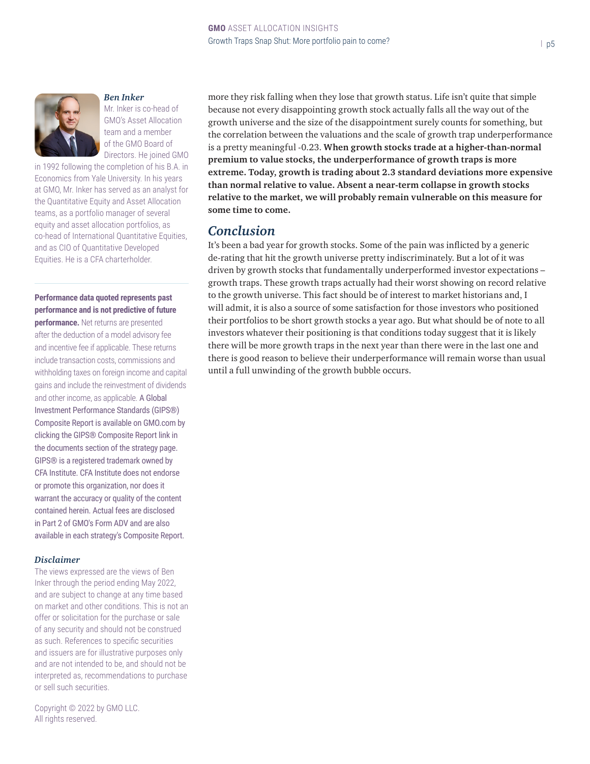more they risk falling when they lose that growth status. Life isn't quite that simple because not every disappointing growth stock actually falls all the way out of the growth universe and the size of the disappointment surely counts for something, but the correlation between the valuations and the scale of growth trap underperformance is a pretty meaningful -0.23. **When growth stocks trade at a higher-than-normal premium to value stocks, the underperformance of growth traps is more extreme. Today, growth is trading about 2.3 standard deviations more expensive than normal relative to value. Absent a near-term collapse in growth stocks relative to the market, we will probably remain vulnerable on this measure for some time to come.**

## *Conclusion*

It's been a bad year for growth stocks. Some of the pain was inflicted by a generic de-rating that hit the growth universe pretty indiscriminately. But a lot of it was driven by growth stocks that fundamentally underperformed investor expectations – growth traps. These growth traps actually had their worst showing on record relative to the growth universe. This fact should be of interest to market historians and, I will admit, it is also a source of some satisfaction for those investors who positioned their portfolios to be short growth stocks a year ago. But what should be of note to all investors whatever their positioning is that conditions today suggest that it is likely there will be more growth traps in the next year than there were in the last one and there is good reason to believe their underperformance will remain worse than usual until a full unwinding of the growth bubble occurs.

***Ben Inker***

Mr. Inker is co-head of GMO's Asset Allocation team and a member of the GMO Board of Directors. He joined GMO in 1992 following the completion of his B.A. in Economics from Yale University. In his years at GMO, Mr. Inker has served as an analyst for the Quantitative Equity and Asset Allocation teams, as a portfolio manager of several equity and asset allocation portfolios, as co-head of International Quantitative Equities, and as CIO of Quantitative Developed Equities. He is a CFA charterholder.

**Performance data quoted represents past performance and is not predictive of future performance.** Net returns are presented after the deduction of a model advisory fee and incentive fee if applicable. These returns include transaction costs, commissions and withholding taxes on foreign income and capital gains and include the reinvestment of dividends and other income, as applicable. A Global Investment Performance Standards (GIPS®) Composite Report is available on GMO.com by clicking the GIPS® Composite Report link in the documents section of the strategy page. GIPS® is a registered trademark owned by CFA Institute. CFA Institute does not endorse or promote this organization, nor does it warrant the accuracy or quality of the content contained herein. Actual fees are disclosed in Part 2 of GMO's Form ADV and are also available in each strategy's Composite Report.

***Disclaimer***

The views expressed are the views of Ben Inker through the period ending May 2022, and are subject to change at any time based on market and other conditions. This is not an offer or solicitation for the purchase or sale of any security and should not be construed as such. References to specific securities and issuers are for illustrative purposes only and are not intended to be, and should not be interpreted as, recommendations to purchase or sell such securities.

Copyright © 2022 by GMO LLC.
All rights reserved.